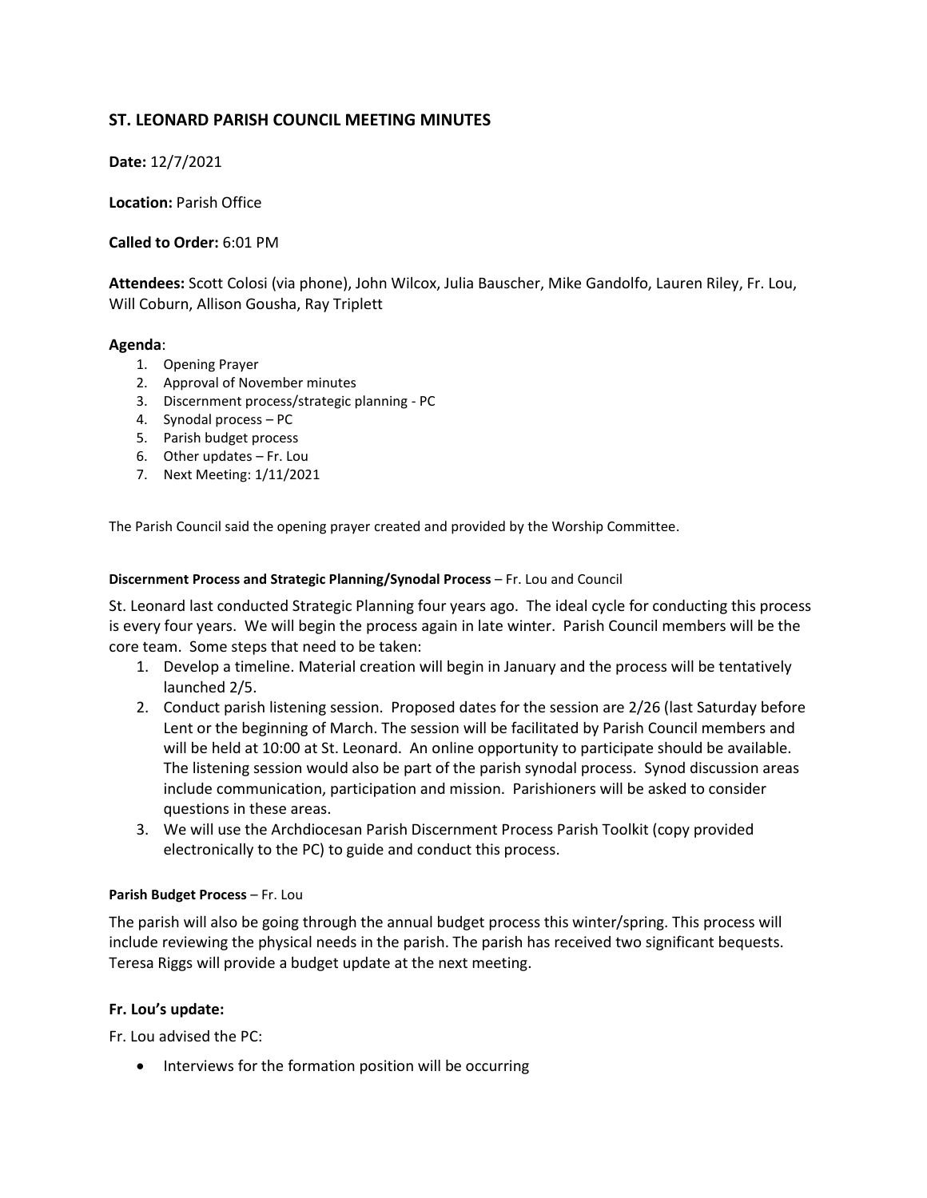## ST. LEONARD PARISH COUNCIL MEETING MINUTES

**Date:** 12/7/2021

**Location:** Parish Office

**Called to Order:** 6:01 PM

**Attendees:** Scott Colosi (via phone), John Wilcox, Julia Bauscher, Mike Gandolfo, Lauren Riley, Fr. Lou, Will Coburn, Allison Gousha, Ray Triplett

### Agenda:

1. Opening Prayer
2. Approval of November minutes
3. Discernment process/strategic planning - PC
4. Synodal process – PC
5. Parish budget process
6. Other updates – Fr. Lou
7. Next Meeting: 1/11/2021

The Parish Council said the opening prayer created and provided by the Worship Committee.

#### Discernment Process and Strategic Planning/Synodal Process – Fr. Lou and Council

St. Leonard last conducted Strategic Planning four years ago. The ideal cycle for conducting this process is every four years. We will begin the process again in late winter. Parish Council members will be the core team. Some steps that need to be taken:

1. Develop a timeline. Material creation will begin in January and the process will be tentatively launched 2/5.
2. Conduct parish listening session. Proposed dates for the session are 2/26 (last Saturday before Lent or the beginning of March. The session will be facilitated by Parish Council members and will be held at 10:00 at St. Leonard. An online opportunity to participate should be available. The listening session would also be part of the parish synodal process. Synod discussion areas include communication, participation and mission. Parishioners will be asked to consider questions in these areas.
3. We will use the Archdiocesan Parish Discernment Process Parish Toolkit (copy provided electronically to the PC) to guide and conduct this process.

#### Parish Budget Process – Fr. Lou

The parish will also be going through the annual budget process this winter/spring. This process will include reviewing the physical needs in the parish. The parish has received two significant bequests. Teresa Riggs will provide a budget update at the next meeting.

### Fr. Lou's update:

Fr. Lou advised the PC:

- Interviews for the formation position will be occurring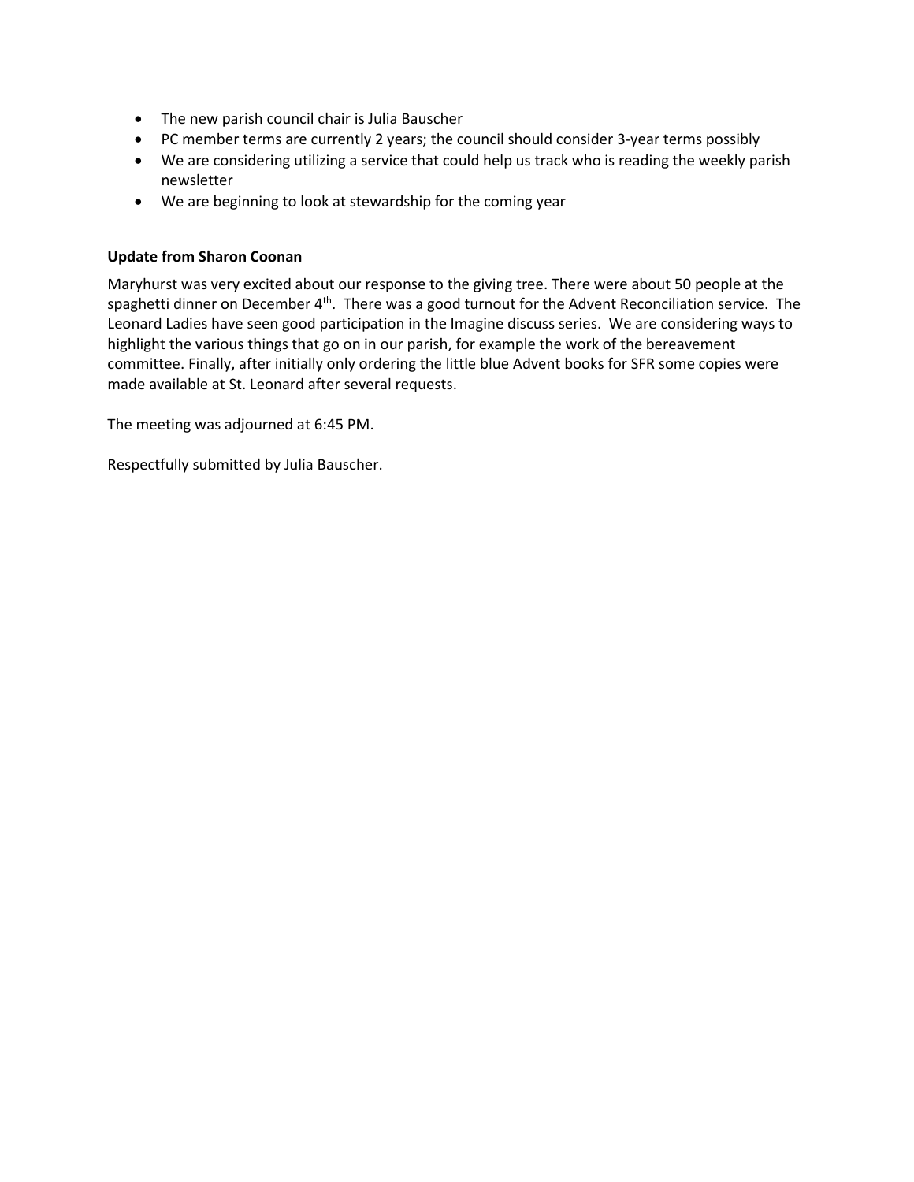- The new parish council chair is Julia Bauscher
- PC member terms are currently 2 years; the council should consider 3-year terms possibly
- We are considering utilizing a service that could help us track who is reading the weekly parish newsletter
- We are beginning to look at stewardship for the coming year

**Update from Sharon Coonan**

Maryhurst was very excited about our response to the giving tree. There were about 50 people at the spaghetti dinner on December 4th. There was a good turnout for the Advent Reconciliation service. The Leonard Ladies have seen good participation in the Imagine discuss series. We are considering ways to highlight the various things that go on in our parish, for example the work of the bereavement committee. Finally, after initially only ordering the little blue Advent books for SFR some copies were made available at St. Leonard after several requests.

The meeting was adjourned at 6:45 PM.

Respectfully submitted by Julia Bauscher.